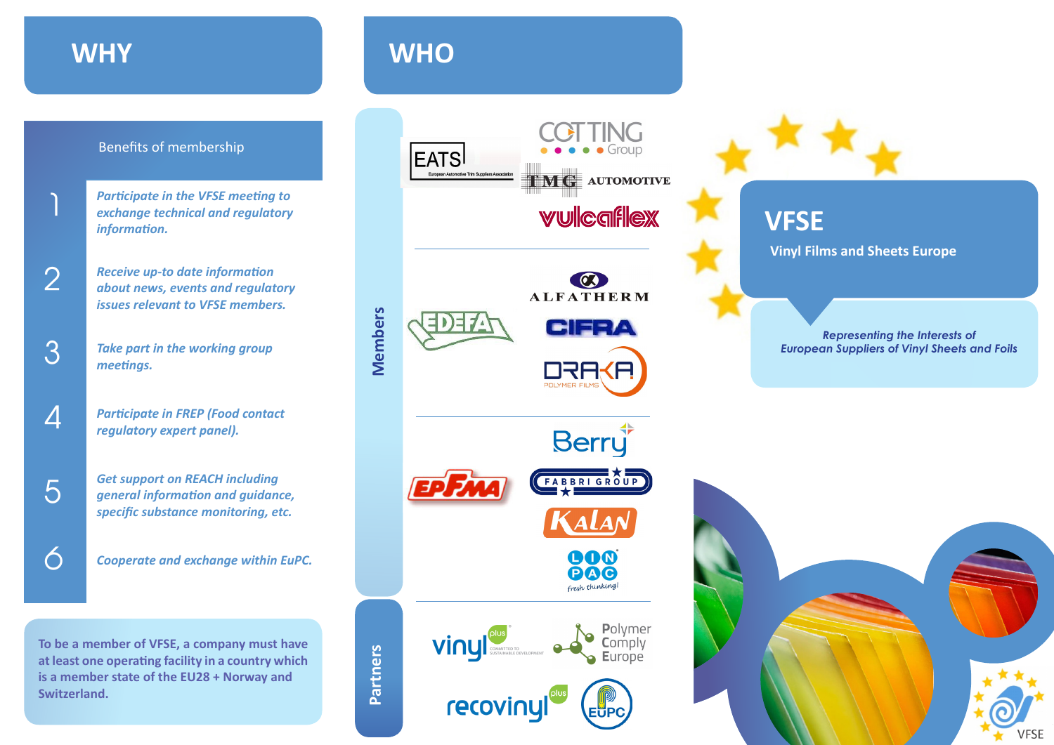# WHY

## Benefits of membership

1. *Participate in the VFSE meeting to exchange technical and regulatory information.*
2. *Receive up-to date information about news, events and regulatory issues relevant to VFSE members.*
3. *Take part in the working group meetings.*
4. *Participate in FREP (Food contact regulatory expert panel).*
5. *Get support on REACH including general information and guidance, specific substance monitoring, etc.*
6. *Cooperate and exchange within EuPC.*

To be a member of VFSE, a company must have at least one operating facility in a country which is a member state of the EU28 + Norway and Switzerland.

# WHO

## Members

EATS, COTTING Group, TMG AUTOMOTIVE, vulcaflex

EDEFA, ALFATHERM, CIFRA, DRAKA POLYMER FILMS

EPFMA, Berry, FABBRI GROUP, KALAN, LINPAC fresh thinking!

## Partners

vinyl plus, Polymer Comply Europe, recovinyl plus, EUPC

# VFSE

**Vinyl Films and Sheets Europe**

*Representing the Interests of European Suppliers of Vinyl Sheets and Foils*

VFSE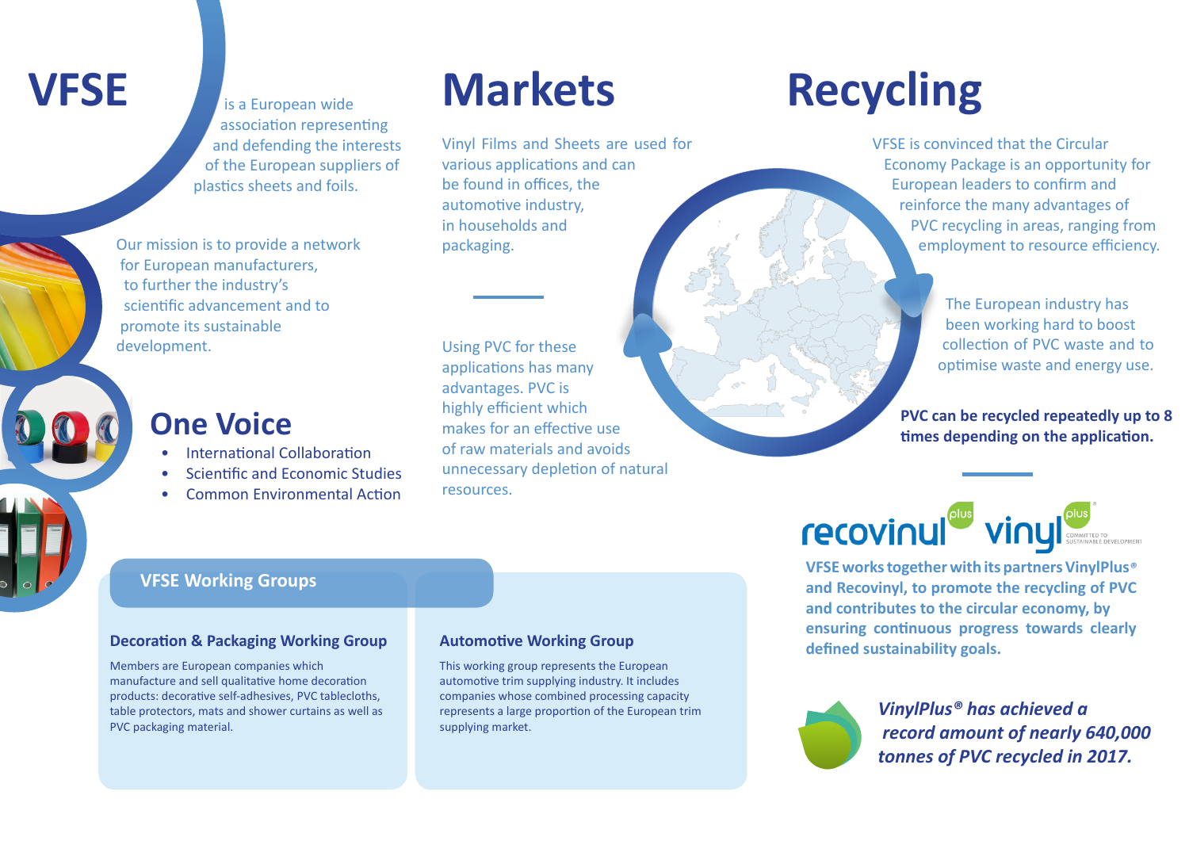# VFSE

is a European wide association representing and defending the interests of the European suppliers of plastics sheets and foils.

Our mission is to provide a network for European manufacturers, to further the industry's scientific advancement and to promote its sustainable development.

## One Voice

- International Collaboration
- Scientific and Economic Studies
- Common Environmental Action

## VFSE Working Groups

### Decoration & Packaging Working Group

Members are European companies which manufacture and sell qualitative home decoration products: decorative self-adhesives, PVC tablecloths, table protectors, mats and shower curtains as well as PVC packaging material.

### Automotive Working Group

This working group represents the European automotive trim supplying industry. It includes companies whose combined processing capacity represents a large proportion of the European trim supplying market.

# Markets

Vinyl Films and Sheets are used for various applications and can be found in offices, the automotive industry, in households and packaging.

Using PVC for these applications has many advantages. PVC is highly efficient which makes for an effective use of raw materials and avoids unnecessary depletion of natural resources.

# Recycling

VFSE is convinced that the Circular Economy Package is an opportunity for European leaders to confirm and reinforce the many advantages of PVC recycling in areas, ranging from employment to resource efficiency.

The European industry has been working hard to boost collection of PVC waste and to optimise waste and energy use.

**PVC can be recycled repeatedly up to 8 times depending on the application.**

recovinyl plus vinyl plus COMMITTED TO SUSTAINABLE DEVELOPMENT

**VFSE works together with its partners VinylPlus® and Recovinyl, to promote the recycling of PVC and contributes to the circular economy, by ensuring continuous progress towards clearly defined sustainability goals.**

***VinylPlus® has achieved a record amount of nearly 640,000 tonnes of PVC recycled in 2017.***